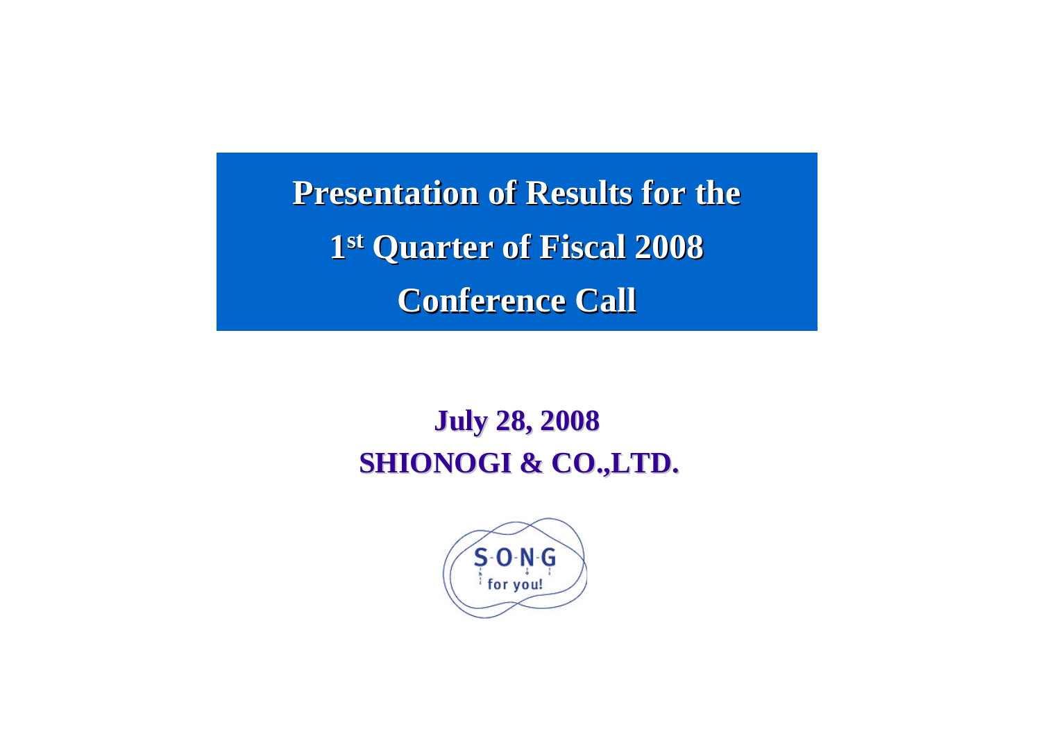# Presentation of Results for the 1st Quarter of Fiscal 2008 Conference Call

**July 28, 2008**

**SHIONOGI & CO.,LTD.**

S-O-N-G for you!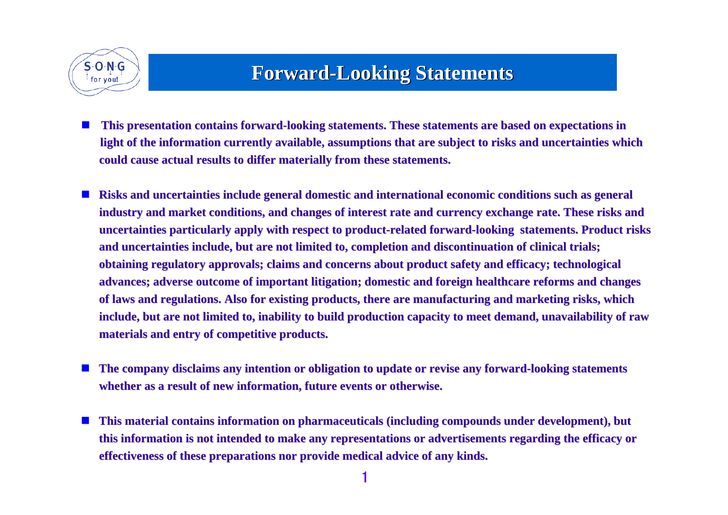# Forward-Looking Statements

- **This presentation contains forward-looking statements. These statements are based on expectations in light of the information currently available, assumptions that are subject to risks and uncertainties which could cause actual results to differ materially from these statements.**

- **Risks and uncertainties include general domestic and international economic conditions such as general industry and market conditions, and changes of interest rate and currency exchange rate. These risks and uncertainties particularly apply with respect to product-related forward-looking statements. Product risks and uncertainties include, but are not limited to, completion and discontinuation of clinical trials; obtaining regulatory approvals; claims and concerns about product safety and efficacy; technological advances; adverse outcome of important litigation; domestic and foreign healthcare reforms and changes of laws and regulations. Also for existing products, there are manufacturing and marketing risks, which include, but are not limited to, inability to build production capacity to meet demand, unavailability of raw materials and entry of competitive products.**

- **The company disclaims any intention or obligation to update or revise any forward-looking statements whether as a result of new information, future events or otherwise.**

- **This material contains information on pharmaceuticals (including compounds under development), but this information is not intended to make any representations or advertisements regarding the efficacy or effectiveness of these preparations nor provide medical advice of any kinds.**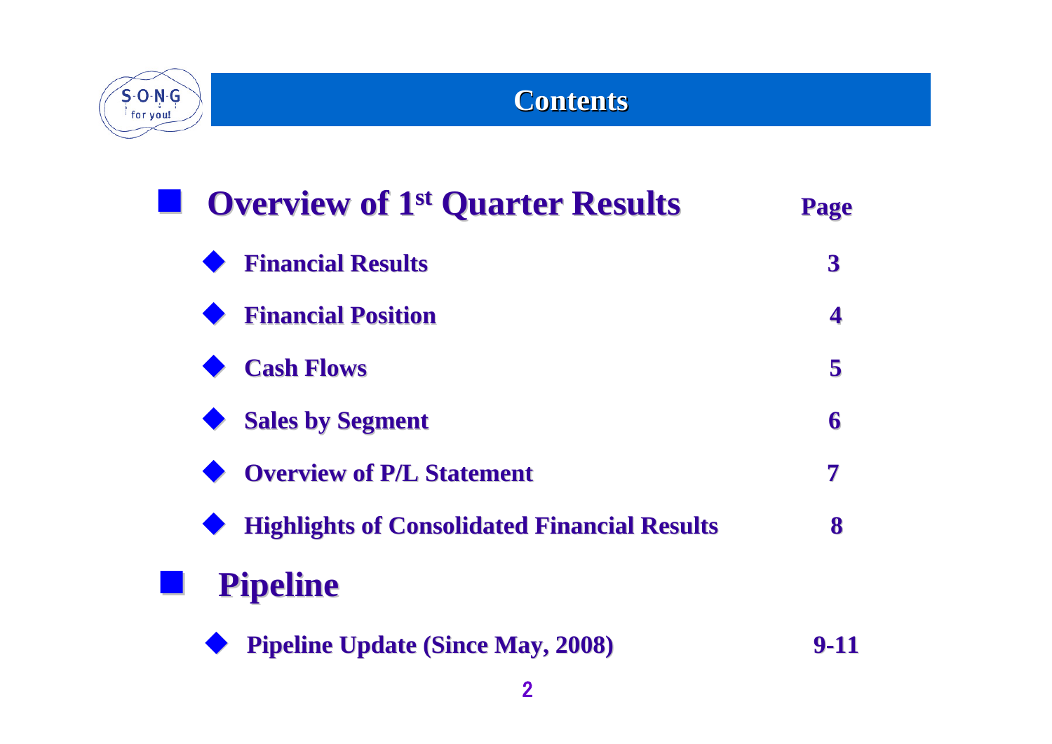# Contents

| Overview of 1st Quarter Results | Page |
|---|---|
| Financial Results | 3 |
| Financial Position | 4 |
| Cash Flows | 5 |
| Sales by Segment | 6 |
| Overview of P/L Statement | 7 |
| Highlights of Consolidated Financial Results | 8 |

| Pipeline | |
|---|---|
| Pipeline Update (Since May, 2008) | 9-11 |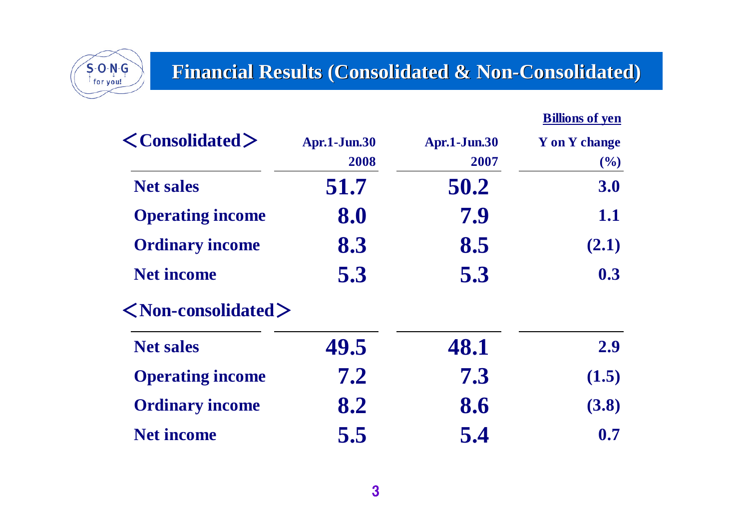# Financial Results (Consolidated & Non-Consolidated)

Billions of yen

| <Consolidated> | Apr.1-Jun.30 2008 | Apr.1-Jun.30 2007 | Y on Y change (%) |
|---|---|---|---|
| Net sales | 51.7 | 50.2 | 3.0 |
| Operating income | 8.0 | 7.9 | 1.1 |
| Ordinary income | 8.3 | 8.5 | (2.1) |
| Net income | 5.3 | 5.3 | 0.3 |
| **<Non-consolidated>** | | | |
| Net sales | 49.5 | 48.1 | 2.9 |
| Operating income | 7.2 | 7.3 | (1.5) |
| Ordinary income | 8.2 | 8.6 | (3.8) |
| Net income | 5.5 | 5.4 | 0.7 |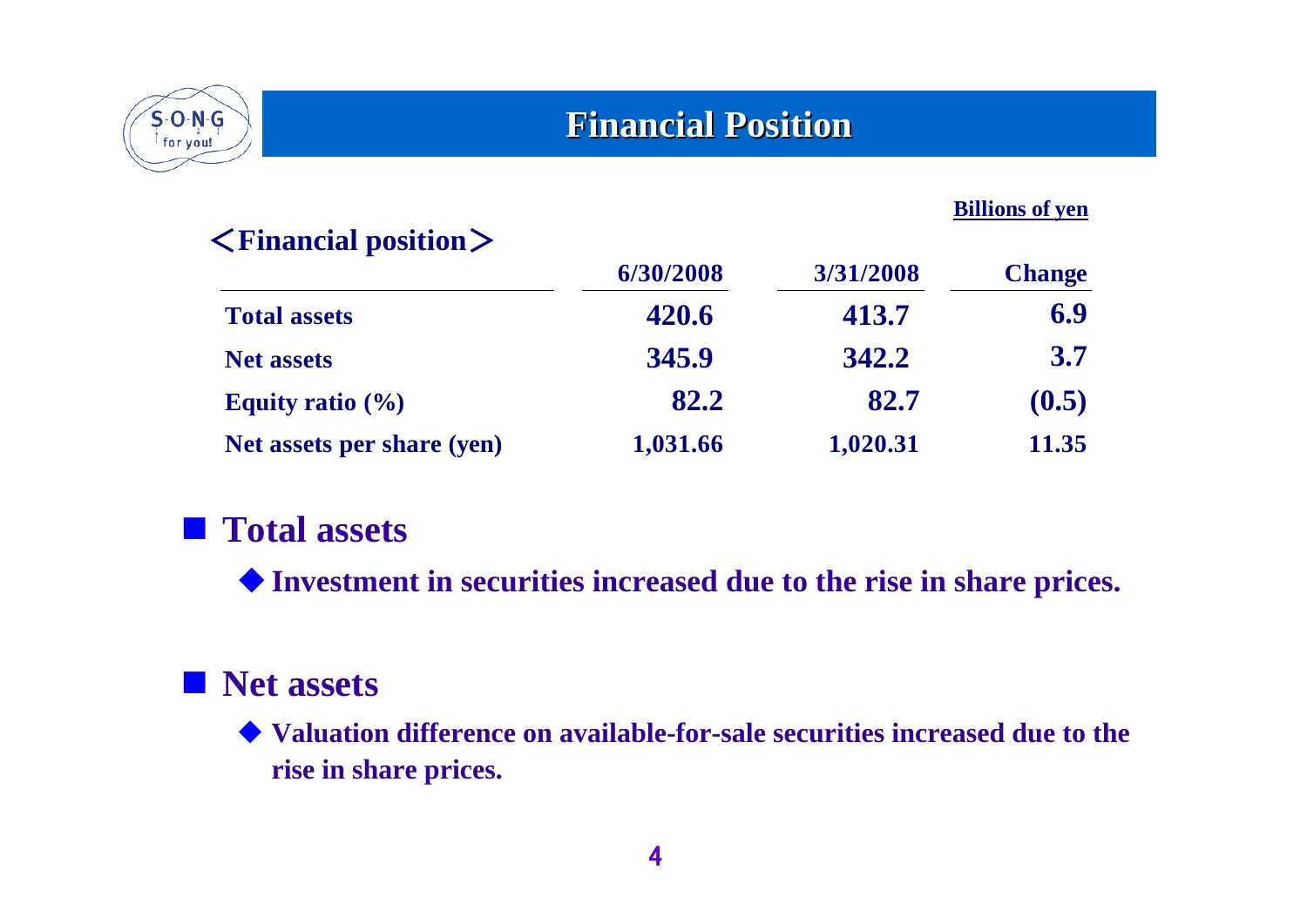# Financial Position

Billions of yen

**＜Financial position＞**

| | 6/30/2008 | 3/31/2008 | Change |
|---|---|---|---|
| **Total assets** | **420.6** | **413.7** | **6.9** |
| **Net assets** | **345.9** | **342.2** | **3.7** |
| **Equity ratio (%)** | **82.2** | **82.7** | **(0.5)** |
| **Net assets per share (yen)** | **1,031.66** | **1,020.31** | **11.35** |

## ■ Total assets

- ◆ **Investment in securities increased due to the rise in share prices.**

## ■ Net assets

- ◆ **Valuation difference on available-for-sale securities increased due to the rise in share prices.**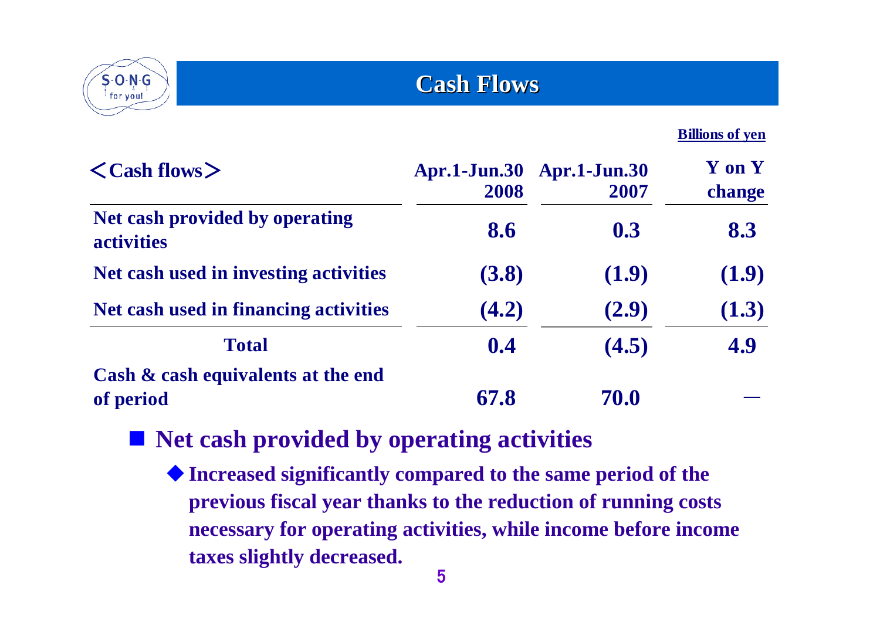# Cash Flows

Billions of yen

| <Cash flows> | Apr.1-Jun.30 2008 | Apr.1-Jun.30 2007 | Y on Y change |
|---|---|---|---|
| Net cash provided by operating activities | 8.6 | 0.3 | 8.3 |
| Net cash used in investing activities | (3.8) | (1.9) | (1.9) |
| Net cash used in financing activities | (4.2) | (2.9) | (1.3) |
| Total | 0.4 | (4.5) | 4.9 |
| Cash & cash equivalents at the end of period | 67.8 | 70.0 | — |

## Net cash provided by operating activities

- **Increased significantly compared to the same period of the previous fiscal year thanks to the reduction of running costs necessary for operating activities, while income before income taxes slightly decreased.**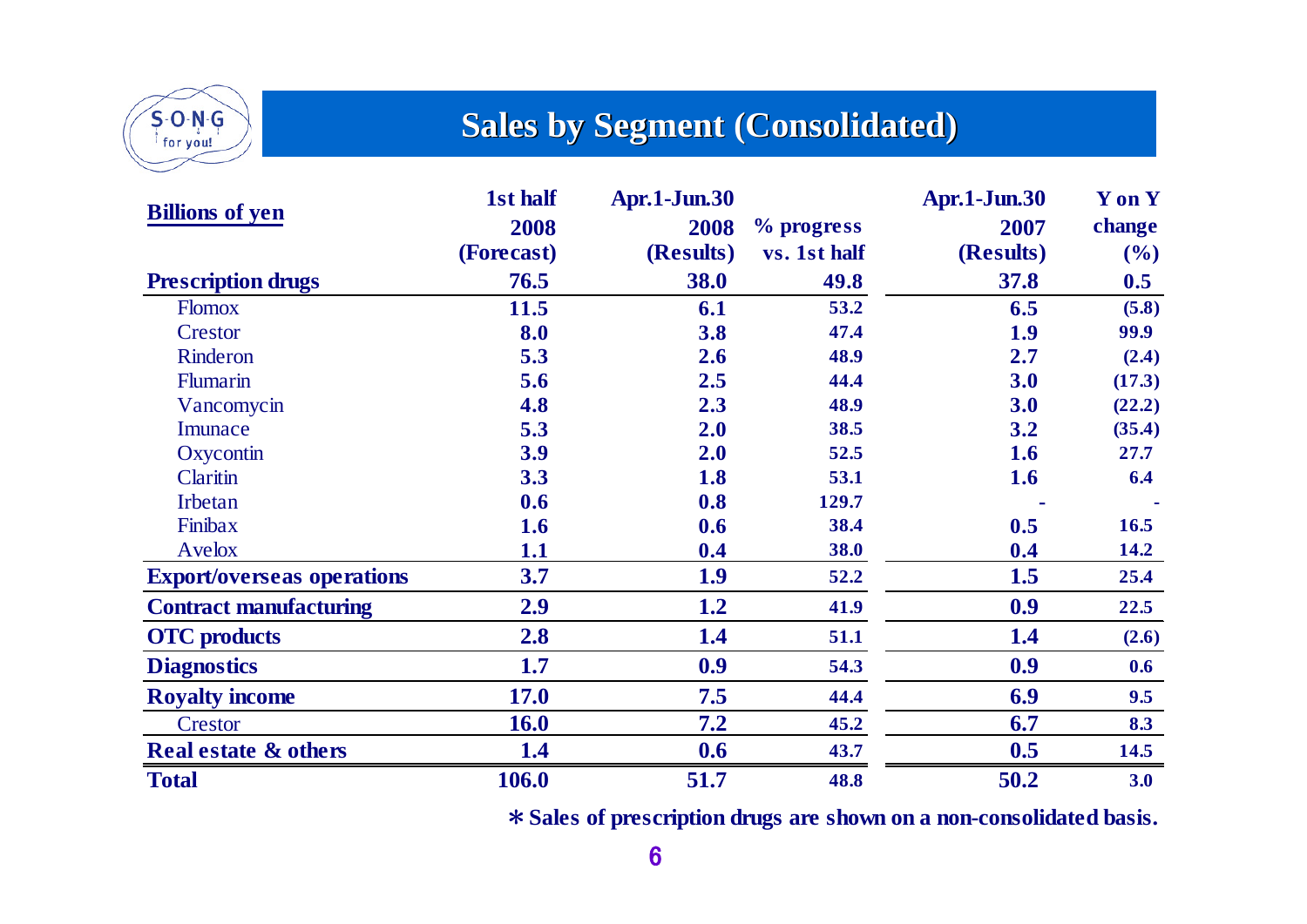# Sales by Segment (Consolidated)

| Billions of yen | 1st half 2008 (Forecast) | Apr.1-Jun.30 2008 (Results) | % progress vs. 1st half | Apr.1-Jun.30 2007 (Results) | Y on Y change (%) |
|---|---|---|---|---|---|
| **Prescription drugs** | **76.5** | **38.0** | **49.8** | **37.8** | **0.5** |
| Flomox | 11.5 | 6.1 | 53.2 | 6.5 | (5.8) |
| Crestor | 8.0 | 3.8 | 47.4 | 1.9 | 99.9 |
| Rinderon | 5.3 | 2.6 | 48.9 | 2.7 | (2.4) |
| Flumarin | 5.6 | 2.5 | 44.4 | 3.0 | (17.3) |
| Vancomycin | 4.8 | 2.3 | 48.9 | 3.0 | (22.2) |
| Imunace | 5.3 | 2.0 | 38.5 | 3.2 | (35.4) |
| Oxycontin | 3.9 | 2.0 | 52.5 | 1.6 | 27.7 |
| Claritin | 3.3 | 1.8 | 53.1 | 1.6 | 6.4 |
| Irbetan | 0.6 | 0.8 | 129.7 | - | - |
| Finibax | 1.6 | 0.6 | 38.4 | 0.5 | 16.5 |
| Avelox | 1.1 | 0.4 | 38.0 | 0.4 | 14.2 |
| **Export/overseas operations** | **3.7** | **1.9** | **52.2** | **1.5** | **25.4** |
| **Contract manufacturing** | **2.9** | **1.2** | **41.9** | **0.9** | **22.5** |
| **OTC products** | **2.8** | **1.4** | **51.1** | **1.4** | **(2.6)** |
| **Diagnostics** | **1.7** | **0.9** | **54.3** | **0.9** | **0.6** |
| **Royalty income** | **17.0** | **7.5** | **44.4** | **6.9** | **9.5** |
| Crestor | 16.0 | 7.2 | 45.2 | 6.7 | 8.3 |
| **Real estate & others** | **1.4** | **0.6** | **43.7** | **0.5** | **14.5** |
| **Total** | **106.0** | **51.7** | **48.8** | **50.2** | **3.0** |

＊Sales of prescription drugs are shown on a non-consolidated basis.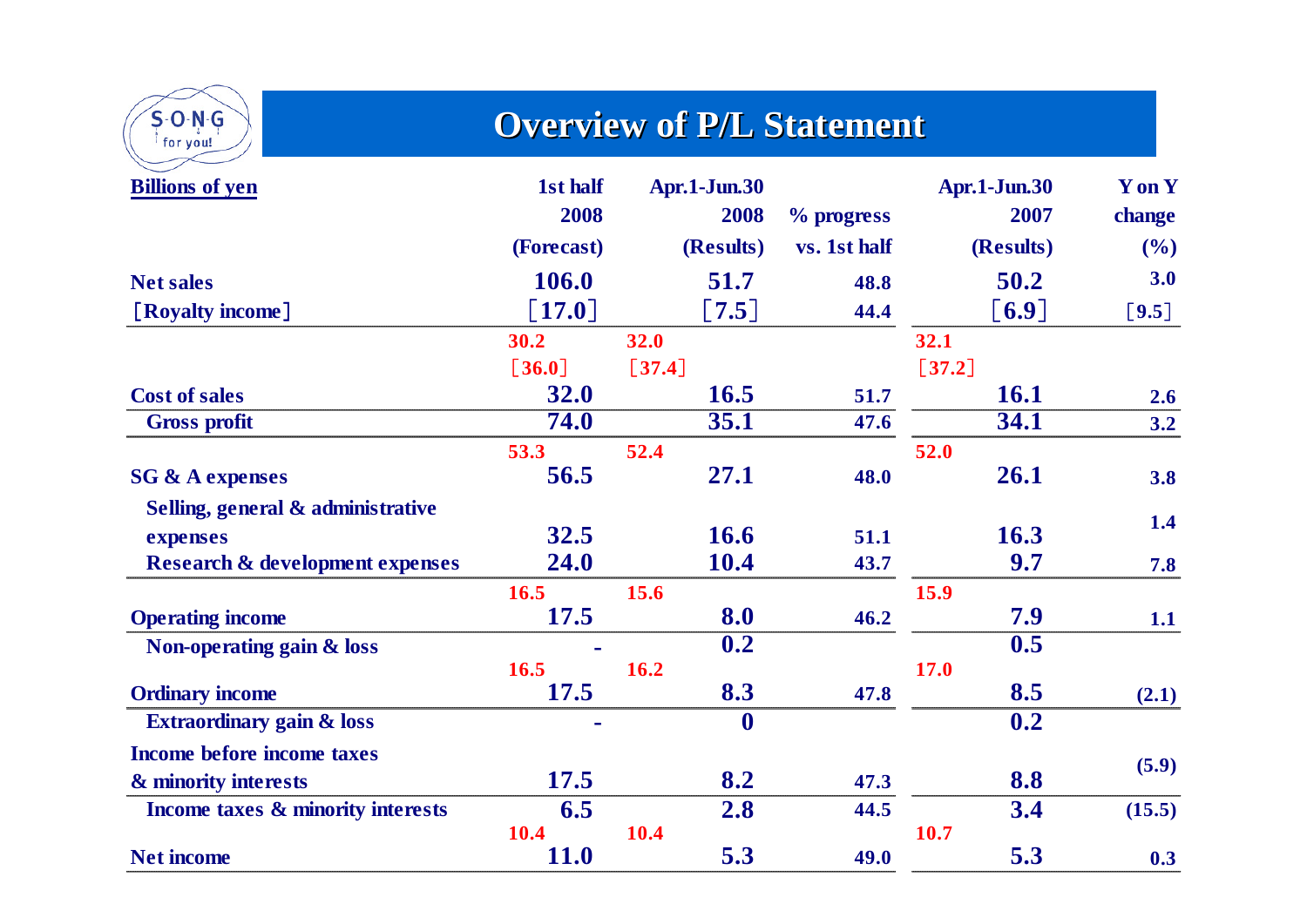# Overview of P/L Statement

| Billions of yen | 1st half 2008 (Forecast) | Apr.1-Jun.30 2008 (Results) | % progress vs. 1st half | Apr.1-Jun.30 2007 (Results) | Y on Y change (%) |
|---|---|---|---|---|---|
| Net sales | 106.0 | 51.7 | 48.8 | 50.2 | 3.0 |
| ［Royalty income］ | ［17.0］ | ［7.5］ | 44.4 | ［6.9］ | ［9.5］ |
| | 30.2 ［36.0］ | 32.0 ［37.4］ | | 32.1 ［37.2］ | |
| Cost of sales | 32.0 | 16.5 | 51.7 | 16.1 | 2.6 |
| Gross profit | 74.0 | 35.1 | 47.6 | 34.1 | 3.2 |
| | 53.3 | 52.4 | | 52.0 | |
| SG & A expenses | 56.5 | 27.1 | 48.0 | 26.1 | 3.8 |
| Selling, general & administrative expenses | 32.5 | 16.6 | 51.1 | 16.3 | 1.4 |
| Research & development expenses | 24.0 | 10.4 | 43.7 | 9.7 | 7.8 |
| | 16.5 | 15.6 | | 15.9 | |
| Operating income | 17.5 | 8.0 | 46.2 | 7.9 | 1.1 |
| Non-operating gain & loss | - | 0.2 | | 0.5 | |
| | 16.5 | 16.2 | | 17.0 | |
| Ordinary income | 17.5 | 8.3 | 47.8 | 8.5 | (2.1) |
| Extraordinary gain & loss | - | 0 | | 0.2 | |
| Income before income taxes & minority interests | 17.5 | 8.2 | 47.3 | 8.8 | (5.9) |
| Income taxes & minority interests | 6.5 | 2.8 | 44.5 | 3.4 | (15.5) |
| | 10.4 | 10.4 | | 10.7 | |
| Net income | 11.0 | 5.3 | 49.0 | 5.3 | 0.3 |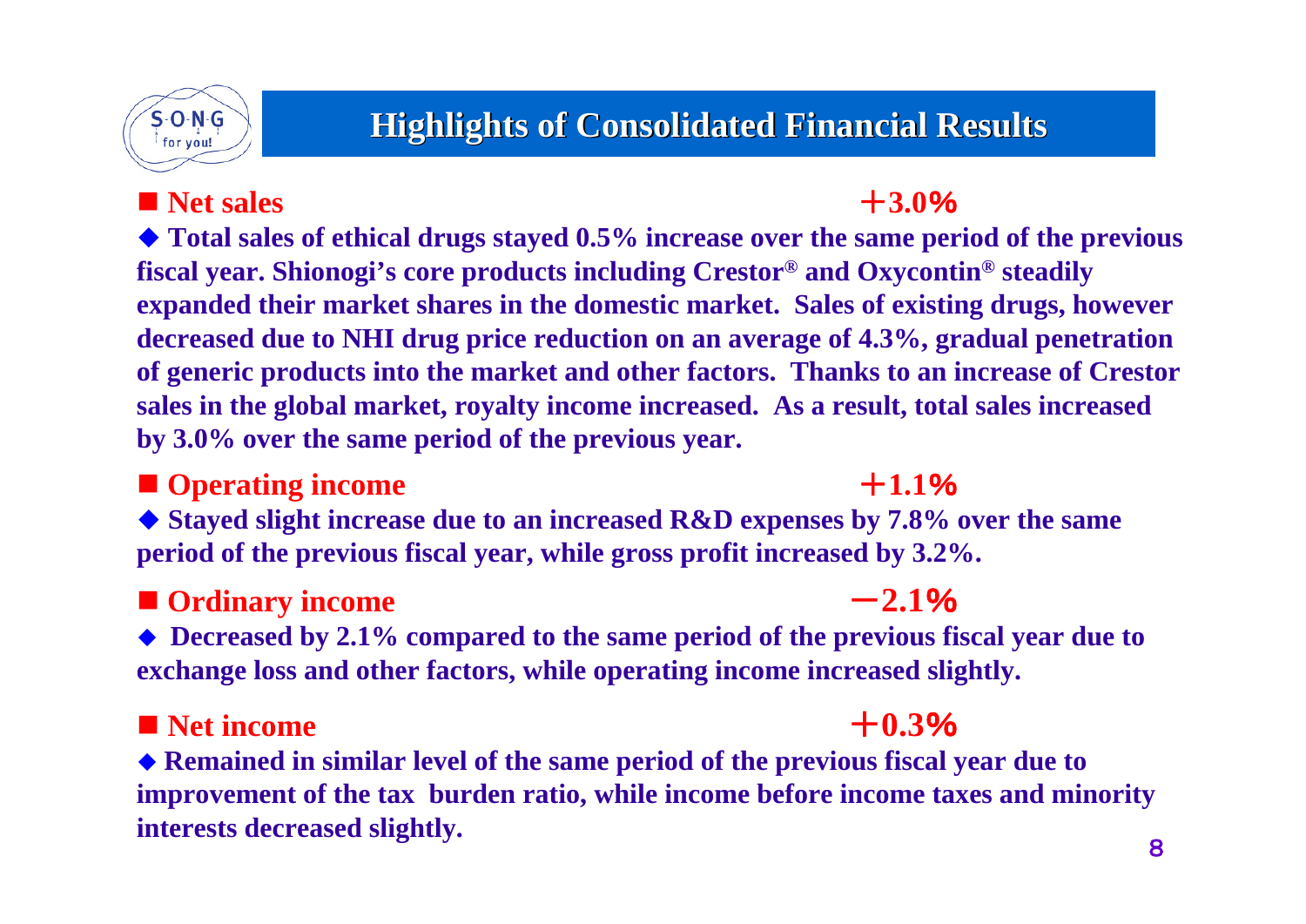# Highlights of Consolidated Financial Results

■ **Net sales** **＋3.0%**

◆ **Total sales of ethical drugs stayed 0.5% increase over the same period of the previous fiscal year. Shionogi's core products including Crestor® and Oxycontin® steadily expanded their market shares in the domestic market. Sales of existing drugs, however decreased due to NHI drug price reduction on an average of 4.3%, gradual penetration of generic products into the market and other factors. Thanks to an increase of Crestor sales in the global market, royalty income increased. As a result, total sales increased by 3.0% over the same period of the previous year.**

■ **Operating income** **＋1.1%**

◆ **Stayed slight increase due to an increased R&D expenses by 7.8% over the same period of the previous fiscal year, while gross profit increased by 3.2%.**

■ **Ordinary income** **－2.1%**

◆ **Decreased by 2.1% compared to the same period of the previous fiscal year due to exchange loss and other factors, while operating income increased slightly.**

■ **Net income** **＋0.3%**

◆ **Remained in similar level of the same period of the previous fiscal year due to improvement of the tax burden ratio, while income before income taxes and minority interests decreased slightly.**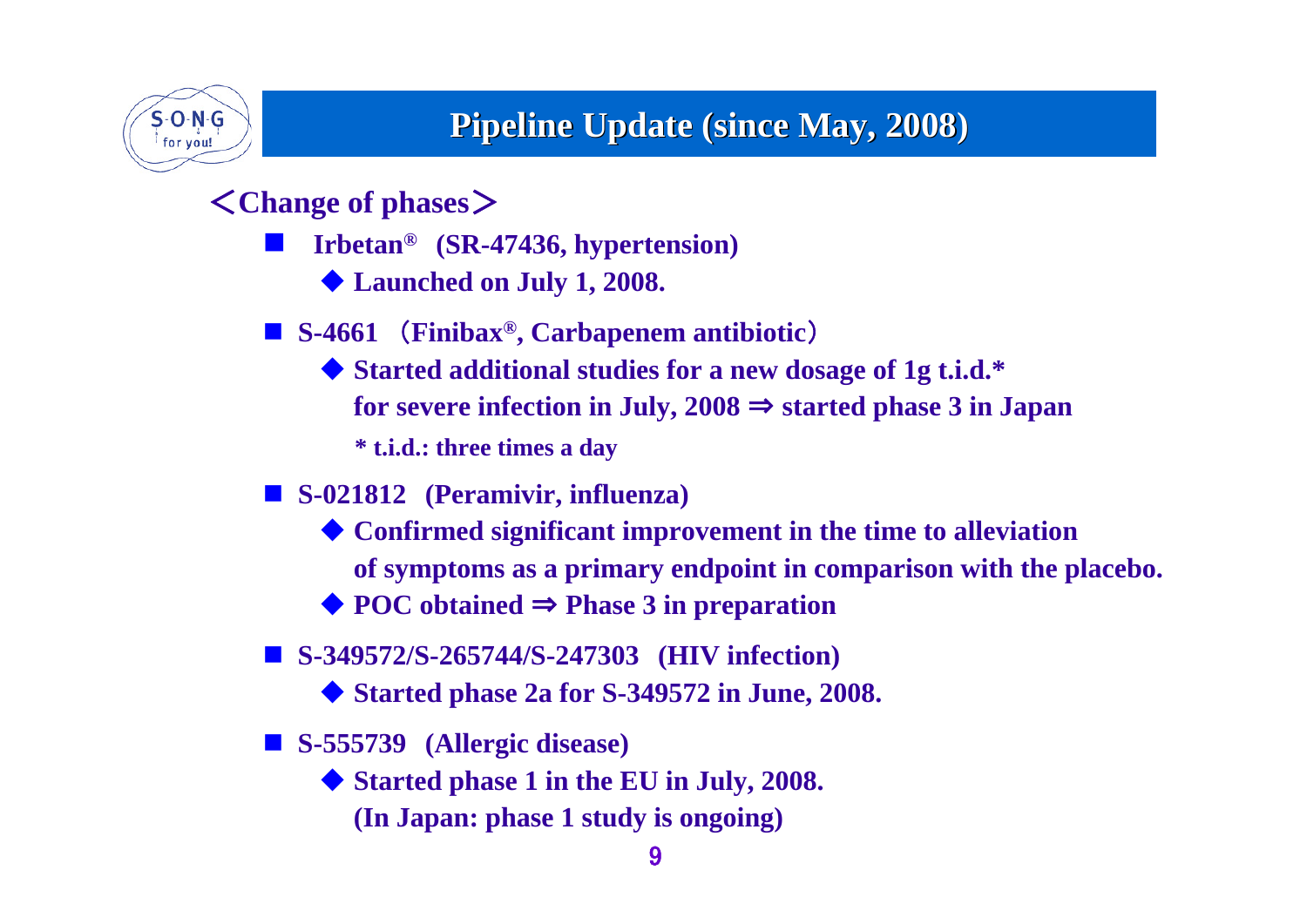# Pipeline Update (since May, 2008)

## ＜Change of phases＞

- **Irbetan® (SR-47436, hypertension)**
  - ◆ **Launched on July 1, 2008.**

- **S-4661 （Finibax®, Carbapenem antibiotic）**
  - ◆ **Started additional studies for a new dosage of 1g t.i.d.* for severe infection in July, 2008 ⇒ started phase 3 in Japan**

    *** t.i.d.: three times a day**

- **S-021812 (Peramivir, influenza)**
  - ◆ **Confirmed significant improvement in the time to alleviation of symptoms as a primary endpoint in comparison with the placebo.**
  - ◆ **POC obtained ⇒ Phase 3 in preparation**

- **S-349572/S-265744/S-247303 (HIV infection)**
  - ◆ **Started phase 2a for S-349572 in June, 2008.**

- **S-555739 (Allergic disease)**
  - ◆ **Started phase 1 in the EU in July, 2008.**
    **(In Japan: phase 1 study is ongoing)**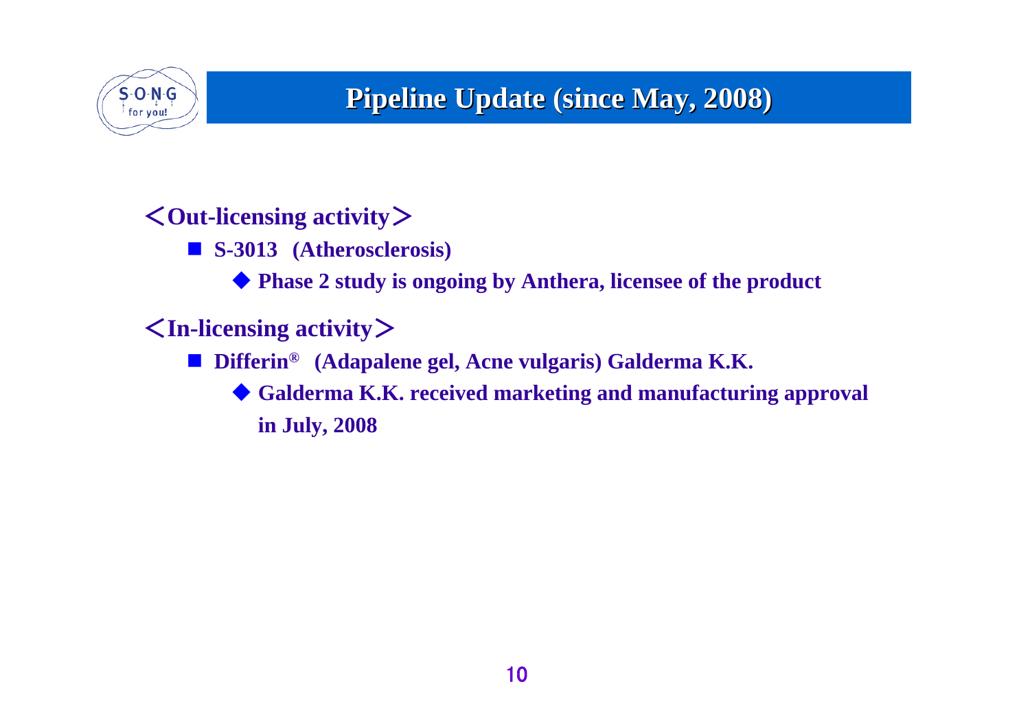# Pipeline Update (since May, 2008)

## ＜Out-licensing activity＞

- **S-3013 (Atherosclerosis)**
  - **Phase 2 study is ongoing by Anthera, licensee of the product**

## ＜In-licensing activity＞

- **Differin® (Adapalene gel, Acne vulgaris) Galderma K.K.**
  - **Galderma K.K. received marketing and manufacturing approval in July, 2008**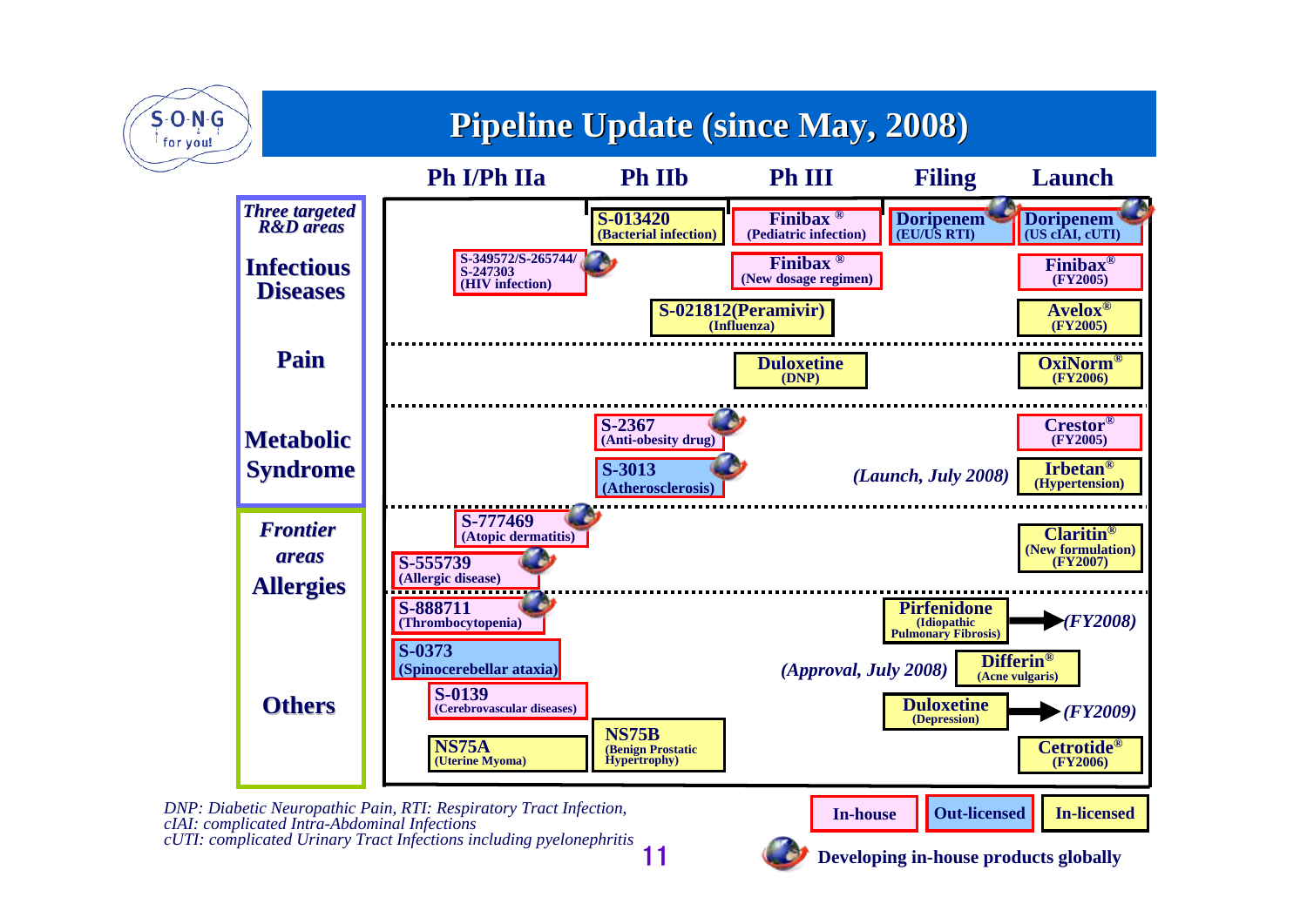# Pipeline Update (since May, 2008)

| | Ph I/Ph IIa | Ph IIb | Ph III | Filing | Launch |
|---|---|---|---|---|---|
| ***Three targeted R&D areas*** **Infectious Diseases** | | **S-013420** (Bacterial infection) | **Finibax®** (Pediatric infection) | **Doripenem** (EU/US RTI) | **Doripenem** (US cIAI, cUTI) |
| | **S-349572/S-265744/ S-247303** (HIV infection) | | **Finibax®** (New dosage regimen) | | **Finibax®** (FY2005) |
| | | **S-021812(Peramivir)** (Influenza) | | | **Avelox®** (FY2005) |
| **Pain** | | | **Duloxetine** (DNP) | | **OxiNorm®** (FY2006) |
| **Metabolic Syndrome** | | **S-2367** (Anti-obesity drug) | | | **Crestor®** (FY2005) |
| | | **S-3013** (Atherosclerosis) | | *(Launch, July 2008)* | **Irbetan®** (Hypertension) |
| ***Frontier areas*** **Allergies** | **S-777469** (Atopic dermatitis) | | | | **Claritin®** (New formulation) (FY2007) |
| | **S-555739** (Allergic disease) | | | | |
| **Others** | **S-888711** (Thrombocytopenia) | | | **Pirfenidone** (Idiopathic Pulmonary Fibrosis) | → *(FY2008)* |
| | **S-0373** (Spinocerebellar ataxia) | | *(Approval, July 2008)* | **Differin®** (Acne vulgaris) | |
| | **S-0139** (Cerebrovascular diseases) | | | **Duloxetine** (Depression) | → *(FY2009)* |
| | **NS75A** (Uterine Myoma) | **NS75B** (Benign Prostatic Hypertrophy) | | | **Cetrotide®** (FY2006) |

In-house | Out-licensed | In-licensed

Developing in-house products globally

*DNP: Diabetic Neuropathic Pain, RTI: Respiratory Tract Infection,*
*cIAI: complicated Intra-Abdominal Infections*
*cUTI: complicated Urinary Tract Infections including pyelonephritis*